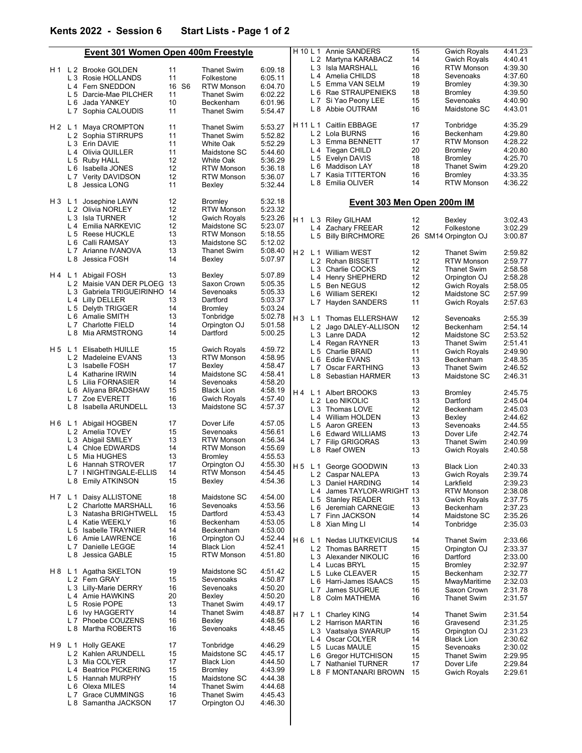# Kents 2022 - Session 6 Start Lists - Page 1 of 2

## Event 301 Women Open 400m Freestyle

| Heat | Lane | Name | Age | | Club | Time |
|---|---|---|---|---|---|---|
| H 1 | L 2 | Brooke GOLDEN | 11 | | Thanet Swim | 6:09.18 |
| | L 3 | Rosie HOLLANDS | 11 | | Folkestone | 6:05.11 |
| | L 4 | Fern SNEDDON | 16 | S6 | RTW Monson | 6:04.70 |
| | L 5 | Darcie-Mae PILCHER | 11 | | Thanet Swim | 6:02.22 |
| | L 6 | Jada YANKEY | 10 | | Beckenham | 6:01.96 |
| | L 7 | Sophia CALOUDIS | 11 | | Thanet Swim | 5:54.47 |
| H 2 | L 1 | Maya CROMPTON | 11 | | Thanet Swim | 5:53.27 |
| | L 2 | Sophia STIRRUPS | 11 | | Thanet Swim | 5:52.82 |
| | L 3 | Erin DAVIE | 11 | | White Oak | 5:52.29 |
| | L 4 | Olivia QUILLER | 11 | | Maidstone SC | 5:44.60 |
| | L 5 | Ruby HALL | 12 | | White Oak | 5:36.29 |
| | L 6 | Isabella JONES | 12 | | RTW Monson | 5:36.18 |
| | L 7 | Verity DAVIDSON | 12 | | RTW Monson | 5:36.07 |
| | L 8 | Jessica LONG | 11 | | Bexley | 5:32.44 |
| H 3 | L 1 | Josephine LAWN | 12 | | Bromley | 5:32.18 |
| | L 2 | Olivia NORLEY | 12 | | RTW Monson | 5:23.32 |
| | L 3 | Isla TURNER | 12 | | Gwich Royals | 5:23.26 |
| | L 4 | Emilia NARKEVIC | 12 | | Maidstone SC | 5:23.07 |
| | L 5 | Reese HUCKLE | 13 | | RTW Monson | 5:18.55 |
| | L 6 | Calli RAMSAY | 13 | | Maidstone SC | 5:12.02 |
| | L 7 | Arianne IVANOVA | 13 | | Thanet Swim | 5:08.40 |
| | L 8 | Jessica FOSH | 14 | | Bexley | 5:07.97 |
| H 4 | L 1 | Abigail FOSH | 13 | | Bexley | 5:07.89 |
| | L 2 | Maisie VAN DER PLOEG | 13 | | Saxon Crown | 5:05.35 |
| | L 3 | Gabriela TRIGUEIRINHO | 14 | | Sevenoaks | 5:05.33 |
| | L 4 | Lilly DELLER | 13 | | Dartford | 5:03.37 |
| | L 5 | Delyth TRIGGER | 14 | | Bromley | 5:03.24 |
| | L 6 | Amalie SMITH | 13 | | Tonbridge | 5:02.78 |
| | L 7 | Charlotte FIELD | 14 | | Orpington OJ | 5:01.58 |
| | L 8 | Mia ARMSTRONG | 14 | | Dartford | 5:00.25 |
| H 5 | L 1 | Elisabeth HUILLE | 15 | | Gwich Royals | 4:59.72 |
| | L 2 | Madeleine EVANS | 13 | | RTW Monson | 4:58.95 |
| | L 3 | Isabelle FOSH | 17 | | Bexley | 4:58.47 |
| | L 4 | Katharine IRWIN | 14 | | Maidstone SC | 4:58.41 |
| | L 5 | Lilia FORNASIER | 14 | | Sevenoaks | 4:58.20 |
| | L 6 | Aliyana BRADSHAW | 15 | | Black Lion | 4:58.19 |
| | L 7 | Zoe EVERETT | 16 | | Gwich Royals | 4:57.40 |
| | L 8 | Isabella ARUNDELL | 13 | | Maidstone SC | 4:57.37 |
| H 6 | L 1 | Abigail HOGBEN | 17 | | Dover Life | 4:57.05 |
| | L 2 | Amelia TOVEY | 15 | | Sevenoaks | 4:56.61 |
| | L 3 | Abigail SMILEY | 13 | | RTW Monson | 4:56.34 |
| | L 4 | Chloe EDWARDS | 14 | | RTW Monson | 4:55.69 |
| | L 5 | Mia HUGHES | 13 | | Bromley | 4:55.53 |
| | L 6 | Hannah STROVER | 17 | | Orpington OJ | 4:55.30 |
| | L 7 | I NIGHTINGALE-ELLIS | 14 | | RTW Monson | 4:54.45 |
| | L 8 | Emily ATKINSON | 15 | | Bexley | 4:54.36 |
| H 7 | L 1 | Daisy ALLISTONE | 18 | | Maidstone SC | 4:54.00 |
| | L 2 | Charlotte MARSHALL | 16 | | Sevenoaks | 4:53.56 |
| | L 3 | Natasha BRIGHTWELL | 15 | | Dartford | 4:53.43 |
| | L 4 | Katie WEEKLY | 16 | | Beckenham | 4:53.05 |
| | L 5 | Isabelle TRAYNIER | 14 | | Beckenham | 4:53.00 |
| | L 6 | Amie LAWRENCE | 16 | | Orpington OJ | 4:52.44 |
| | L 7 | Danielle LEGGE | 14 | | Black Lion | 4:52.41 |
| | L 8 | Jessica GABLE | 15 | | RTW Monson | 4:51.80 |
| H 8 | L 1 | Agatha SKELTON | 19 | | Maidstone SC | 4:51.42 |
| | L 2 | Fern GRAY | 15 | | Sevenoaks | 4:50.87 |
| | L 3 | Lilly-Marie DERRY | 16 | | Sevenoaks | 4:50.20 |
| | L 4 | Amie HAWKINS | 20 | | Bexley | 4:50.20 |
| | L 5 | Rosie POPE | 13 | | Thanet Swim | 4:49.17 |
| | L 6 | Ivy HAGGERTY | 14 | | Thanet Swim | 4:48.87 |
| | L 7 | Phoebe COUZENS | 16 | | Bexley | 4:48.56 |
| | L 8 | Martha ROBERTS | 16 | | Sevenoaks | 4:48.45 |
| H 9 | L 1 | Holly GEAKE | 17 | | Tonbridge | 4:46.29 |
| | L 2 | Kahlen ARUNDELL | 15 | | Maidstone SC | 4:45.17 |
| | L 3 | Mia COLYER | 17 | | Black Lion | 4:44.50 |
| | L 4 | Beatrice PICKERING | 15 | | Bromley | 4:43.99 |
| | L 5 | Hannah MURPHY | 15 | | Maidstone SC | 4:44.38 |
| | L 6 | Olexa MILES | 14 | | Thanet Swim | 4:44.68 |
| | L 7 | Grace CUMMINGS | 16 | | Thanet Swim | 4:45.43 |
| | L 8 | Samantha JACKSON | 17 | | Orpington OJ | 4:46.30 |
| H 10 | L 1 | Annie SANDERS | 15 | | Gwich Royals | 4:41.23 |
| | L 2 | Martyna KARABACZ | 14 | | Gwich Royals | 4:40.41 |
| | L 3 | Isla MARSHALL | 16 | | RTW Monson | 4:39.30 |
| | L 4 | Amelia CHILDS | 18 | | Sevenoaks | 4:37.60 |
| | L 5 | Emma VAN SELM | 19 | | Bromley | 4:39.30 |
| | L 6 | Rae STRAUPENIEKS | 18 | | Bromley | 4:39.50 |
| | L 7 | Si Yao Peony LEE | 15 | | Sevenoaks | 4:40.90 |
| | L 8 | Abbie OUTRAM | 16 | | Maidstone SC | 4:43.01 |
| H 11 | L 1 | Caitlin EBBAGE | 17 | | Tonbridge | 4:35.29 |
| | L 2 | Lola BURNS | 16 | | Beckenham | 4:29.80 |
| | L 3 | Emma BENNETT | 17 | | RTW Monson | 4:28.22 |
| | L 4 | Tiegan CHILD | 20 | | Bromley | 4:20.80 |
| | L 5 | Evelyn DAVIS | 18 | | Bromley | 4:25.70 |
| | L 6 | Maddison LAY | 18 | | Thanet Swim | 4:29.20 |
| | L 7 | Kasia TITTERTON | 16 | | Bromley | 4:33.35 |
| | L 8 | Emilia OLIVER | 14 | | RTW Monson | 4:36.22 |

## Event 303 Men Open 200m IM

| Heat | Lane | Name | Age | | Club | Time |
|---|---|---|---|---|---|---|
| H 1 | L 3 | Riley GILHAM | 12 | | Bexley | 3:02.43 |
| | L 4 | Zachary FREEAR | 12 | | Folkestone | 3:02.29 |
| | L 5 | Billy BIRCHMORE | 26 | SM14 | Orpington OJ | 3:00.87 |
| H 2 | L 1 | William WEST | 12 | | Thanet Swim | 2:59.82 |
| | L 2 | Rohan BISSETT | 12 | | RTW Monson | 2:59.77 |
| | L 3 | Charlie COCKS | 12 | | Thanet Swim | 2:58.58 |
| | L 4 | Henry SHEPHERD | 12 | | Orpington OJ | 2:58.28 |
| | L 5 | Ben NEGUS | 12 | | Gwich Royals | 2:58.05 |
| | L 6 | William SEREKI | 12 | | Maidstone SC | 2:57.99 |
| | L 7 | Hayden SANDERS | 11 | | Gwich Royals | 2:57.63 |
| H 3 | L 1 | Thomas ELLERSHAW | 12 | | Sevenoaks | 2:55.39 |
| | L 2 | Jago DALEY-ALLISON | 12 | | Beckenham | 2:54.14 |
| | L 3 | Lanre DADA | 12 | | Maidstone SC | 2:53.52 |
| | L 4 | Regan RAYNER | 13 | | Thanet Swim | 2:51.41 |
| | L 5 | Charlie BRAID | 11 | | Gwich Royals | 2:49.90 |
| | L 6 | Eddie EVANS | 13 | | Beckenham | 2:48.35 |
| | L 7 | Oscar FARTHING | 13 | | Thanet Swim | 2:46.52 |
| | L 8 | Sebastian HARMER | 13 | | Maidstone SC | 2:46.31 |
| H 4 | L 1 | Albert BROOKS | 13 | | Bromley | 2:45.75 |
| | L 2 | Leo NIKOLIC | 13 | | Dartford | 2:45.04 |
| | L 3 | Thomas LOVE | 12 | | Beckenham | 2:45.03 |
| | L 4 | William HOLDEN | 13 | | Bexley | 2:44.62 |
| | L 5 | Aaron GREEN | 13 | | Sevenoaks | 2:44.55 |
| | L 6 | Edward WILLIAMS | 13 | | Dover Life | 2:42.74 |
| | L 7 | Filip GRIGORAS | 13 | | Thanet Swim | 2:40.99 |
| | L 8 | Raef OWEN | 13 | | Gwich Royals | 2:40.58 |
| H 5 | L 1 | George GOODWIN | 13 | | Black Lion | 2:40.33 |
| | L 2 | Caspar NALEPA | 13 | | Gwich Royals | 2:39.74 |
| | L 3 | Daniel HARDING | 14 | | Larkfield | 2:39.23 |
| | L 4 | James TAYLOR-WRIGHT | 13 | | RTW Monson | 2:38.08 |
| | L 5 | Stanley READER | 13 | | Gwich Royals | 2:37.75 |
| | L 6 | Jeremiah CARNEGIE | 13 | | Beckenham | 2:37.23 |
| | L 7 | Finn JACKSON | 14 | | Maidstone SC | 2:35.26 |
| | L 8 | Xian Ming LI | 14 | | Tonbridge | 2:35.03 |
| H 6 | L 1 | Nedas LIUTKEVICIUS | 14 | | Thanet Swim | 2:33.66 |
| | L 2 | Thomas BARRETT | 15 | | Orpington OJ | 2:33.37 |
| | L 3 | Alexander NIKOLIC | 16 | | Dartford | 2:33.00 |
| | L 4 | Lucas BRYL | 15 | | Bromley | 2:32.97 |
| | L 5 | Luke CLEAVER | 15 | | Beckenham | 2:32.77 |
| | L 6 | Harri-James ISAACS | 15 | | MwayMaritime | 2:32.03 |
| | L 7 | James SUGRUE | 16 | | Saxon Crown | 2:31.78 |
| | L 8 | Colm MATHEMA | 16 | | Thanet Swim | 2:31.57 |
| H 7 | L 1 | Charley KING | 14 | | Thanet Swim | 2:31.54 |
| | L 2 | Harrison MARTIN | 16 | | Gravesend | 2:31.25 |
| | L 3 | Vaatsalya SWARUP | 15 | | Orpington OJ | 2:31.23 |
| | L 4 | Oscar COLYER | 14 | | Black Lion | 2:30.62 |
| | L 5 | Lucas MAULE | 15 | | Sevenoaks | 2:30.02 |
| | L 6 | Gregor HUTCHISON | 15 | | Thanet Swim | 2:29.95 |
| | L 7 | Nathaniel TURNER | 17 | | Dover Life | 2:29.84 |
| | L 8 | F MONTANARI BROWN | 15 | | Gwich Royals | 2:29.61 |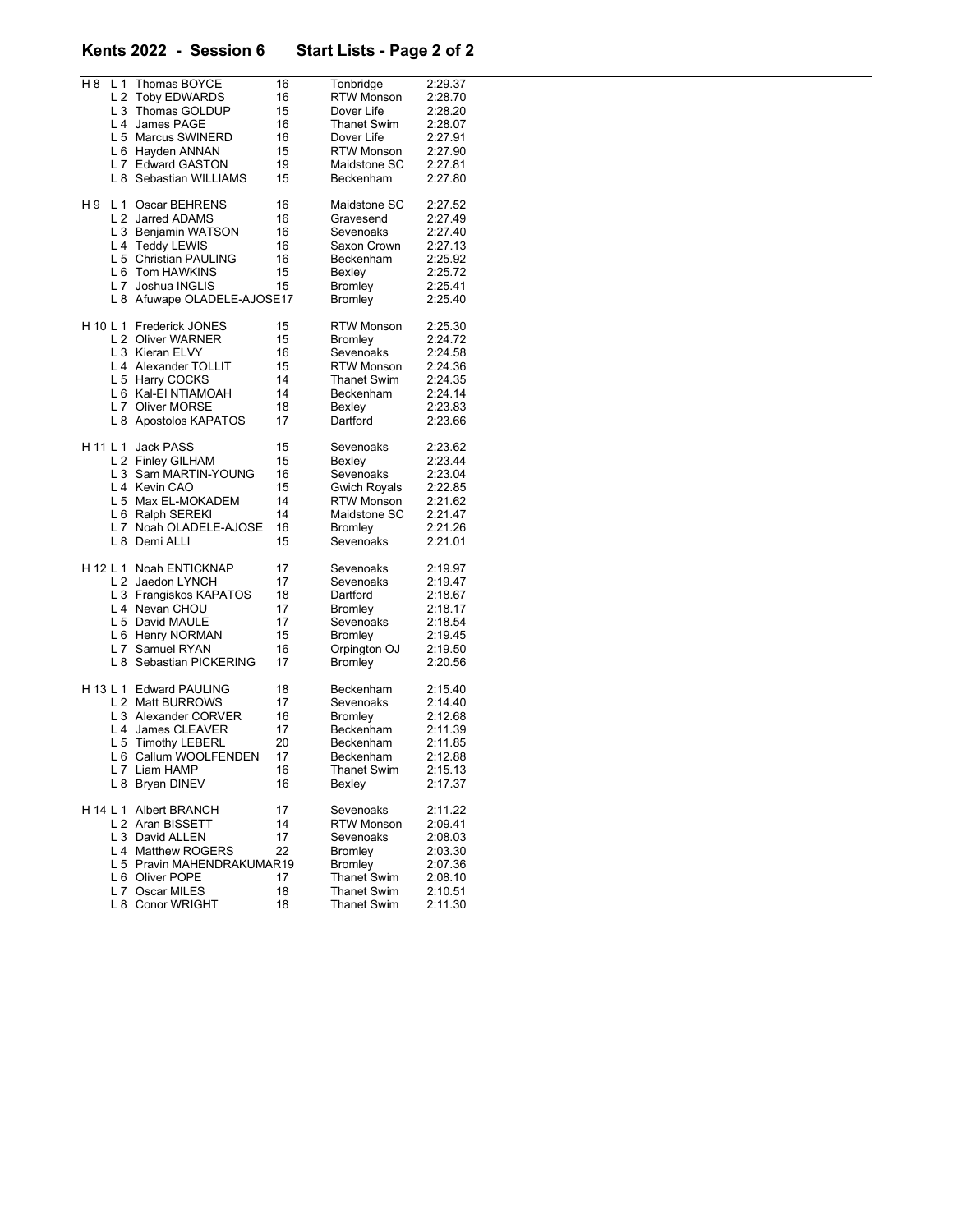## Kents 2022 - Session 6 Start Lists - Page 2 of 2

| | | | | | |
|---|---|---|---|---|---|
| H 8 | L 1 | Thomas BOYCE | 16 | Tonbridge | 2:29.37 |
| | L 2 | Toby EDWARDS | 16 | RTW Monson | 2:28.70 |
| | L 3 | Thomas GOLDUP | 15 | Dover Life | 2:28.20 |
| | L 4 | James PAGE | 16 | Thanet Swim | 2:28.07 |
| | L 5 | Marcus SWINERD | 16 | Dover Life | 2:27.91 |
| | L 6 | Hayden ANNAN | 15 | RTW Monson | 2:27.90 |
| | L 7 | Edward GASTON | 19 | Maidstone SC | 2:27.81 |
| | L 8 | Sebastian WILLIAMS | 15 | Beckenham | 2:27.80 |
| H 9 | L 1 | Oscar BEHRENS | 16 | Maidstone SC | 2:27.52 |
| | L 2 | Jarred ADAMS | 16 | Gravesend | 2:27.49 |
| | L 3 | Benjamin WATSON | 16 | Sevenoaks | 2:27.40 |
| | L 4 | Teddy LEWIS | 16 | Saxon Crown | 2:27.13 |
| | L 5 | Christian PAULING | 16 | Beckenham | 2:25.92 |
| | L 6 | Tom HAWKINS | 15 | Bexley | 2:25.72 |
| | L 7 | Joshua INGLIS | 15 | Bromley | 2:25.41 |
| | L 8 | Afuwape OLADELE-AJOSE | 17 | Bromley | 2:25.40 |
| H 10 | L 1 | Frederick JONES | 15 | RTW Monson | 2:25.30 |
| | L 2 | Oliver WARNER | 15 | Bromley | 2:24.72 |
| | L 3 | Kieran ELVY | 16 | Sevenoaks | 2:24.58 |
| | L 4 | Alexander TOLLIT | 15 | RTW Monson | 2:24.36 |
| | L 5 | Harry COCKS | 14 | Thanet Swim | 2:24.35 |
| | L 6 | Kal-El NTIAMOAH | 14 | Beckenham | 2:24.14 |
| | L 7 | Oliver MORSE | 18 | Bexley | 2:23.83 |
| | L 8 | Apostolos KAPATOS | 17 | Dartford | 2:23.66 |
| H 11 | L 1 | Jack PASS | 15 | Sevenoaks | 2:23.62 |
| | L 2 | Finley GILHAM | 15 | Bexley | 2:23.44 |
| | L 3 | Sam MARTIN-YOUNG | 16 | Sevenoaks | 2:23.04 |
| | L 4 | Kevin CAO | 15 | Gwich Royals | 2:22.85 |
| | L 5 | Max EL-MOKADEM | 14 | RTW Monson | 2:21.62 |
| | L 6 | Ralph SEREKI | 14 | Maidstone SC | 2:21.47 |
| | L 7 | Noah OLADELE-AJOSE | 16 | Bromley | 2:21.26 |
| | L 8 | Demi ALLI | 15 | Sevenoaks | 2:21.01 |
| H 12 | L 1 | Noah ENTICKNAP | 17 | Sevenoaks | 2:19.97 |
| | L 2 | Jaedon LYNCH | 17 | Sevenoaks | 2:19.47 |
| | L 3 | Frangiskos KAPATOS | 18 | Dartford | 2:18.67 |
| | L 4 | Nevan CHOU | 17 | Bromley | 2:18.17 |
| | L 5 | David MAULE | 17 | Sevenoaks | 2:18.54 |
| | L 6 | Henry NORMAN | 15 | Bromley | 2:19.45 |
| | L 7 | Samuel RYAN | 16 | Orpington OJ | 2:19.50 |
| | L 8 | Sebastian PICKERING | 17 | Bromley | 2:20.56 |
| H 13 | L 1 | Edward PAULING | 18 | Beckenham | 2:15.40 |
| | L 2 | Matt BURROWS | 17 | Sevenoaks | 2:14.40 |
| | L 3 | Alexander CORVER | 16 | Bromley | 2:12.68 |
| | L 4 | James CLEAVER | 17 | Beckenham | 2:11.39 |
| | L 5 | Timothy LEBERL | 20 | Beckenham | 2:11.85 |
| | L 6 | Callum WOOLFENDEN | 17 | Beckenham | 2:12.88 |
| | L 7 | Liam HAMP | 16 | Thanet Swim | 2:15.13 |
| | L 8 | Bryan DINEV | 16 | Bexley | 2:17.37 |
| H 14 | L 1 | Albert BRANCH | 17 | Sevenoaks | 2:11.22 |
| | L 2 | Aran BISSETT | 14 | RTW Monson | 2:09.41 |
| | L 3 | David ALLEN | 17 | Sevenoaks | 2:08.03 |
| | L 4 | Matthew ROGERS | 22 | Bromley | 2:03.30 |
| | L 5 | Pravin MAHENDRAKUMAR | 19 | Bromley | 2:07.36 |
| | L 6 | Oliver POPE | 17 | Thanet Swim | 2:08.10 |
| | L 7 | Oscar MILES | 18 | Thanet Swim | 2:10.51 |
| | L 8 | Conor WRIGHT | 18 | Thanet Swim | 2:11.30 |